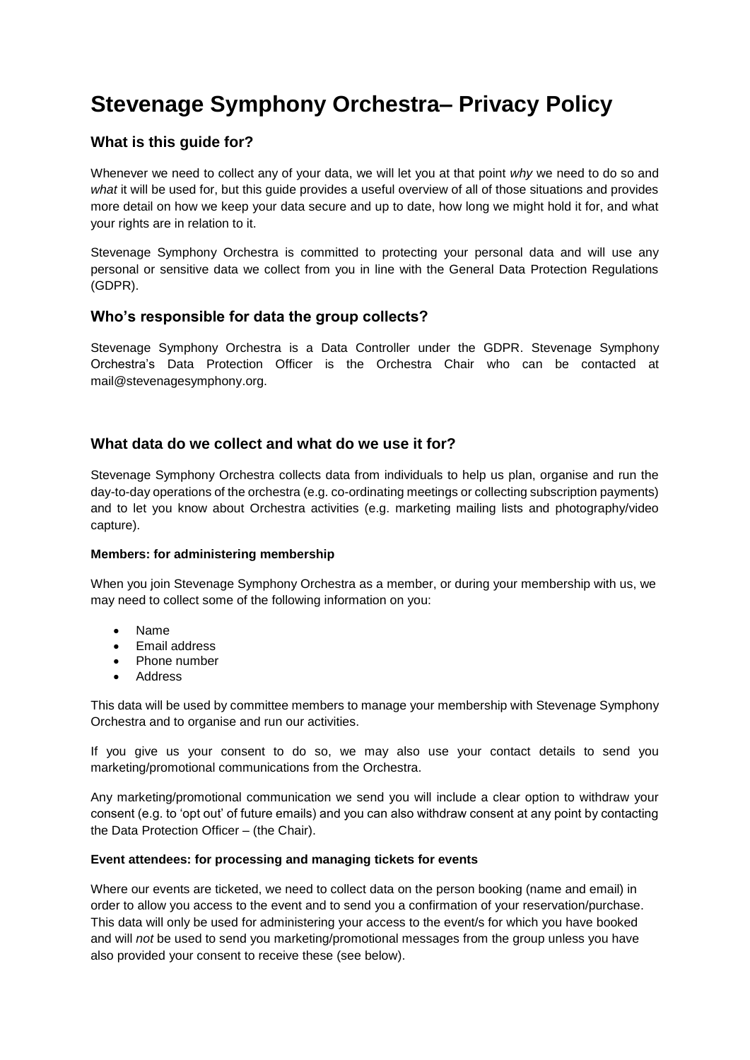# Stevenage Symphony Orchestra– Privacy Policy

## What is this guide for?

Whenever we need to collect any of your data, we will let you at that point *why* we need to do so and *what* it will be used for, but this guide provides a useful overview of all of those situations and provides more detail on how we keep your data secure and up to date, how long we might hold it for, and what your rights are in relation to it.

Stevenage Symphony Orchestra is committed to protecting your personal data and will use any personal or sensitive data we collect from you in line with the General Data Protection Regulations (GDPR).

## Who's responsible for data the group collects?

Stevenage Symphony Orchestra is a Data Controller under the GDPR. Stevenage Symphony Orchestra's Data Protection Officer is the Orchestra Chair who can be contacted at mail@stevenagesymphony.org.

## What data do we collect and what do we use it for?

Stevenage Symphony Orchestra collects data from individuals to help us plan, organise and run the day-to-day operations of the orchestra (e.g. co-ordinating meetings or collecting subscription payments) and to let you know about Orchestra activities (e.g. marketing mailing lists and photography/video capture).

**Members: for administering membership**

When you join Stevenage Symphony Orchestra as a member, or during your membership with us, we may need to collect some of the following information on you:

- Name
- Email address
- Phone number
- Address

This data will be used by committee members to manage your membership with Stevenage Symphony Orchestra and to organise and run our activities.

If you give us your consent to do so, we may also use your contact details to send you marketing/promotional communications from the Orchestra.

Any marketing/promotional communication we send you will include a clear option to withdraw your consent (e.g. to 'opt out' of future emails) and you can also withdraw consent at any point by contacting the Data Protection Officer – (the Chair).

**Event attendees: for processing and managing tickets for events**

Where our events are ticketed, we need to collect data on the person booking (name and email) in order to allow you access to the event and to send you a confirmation of your reservation/purchase. This data will only be used for administering your access to the event/s for which you have booked and will *not* be used to send you marketing/promotional messages from the group unless you have also provided your consent to receive these (see below).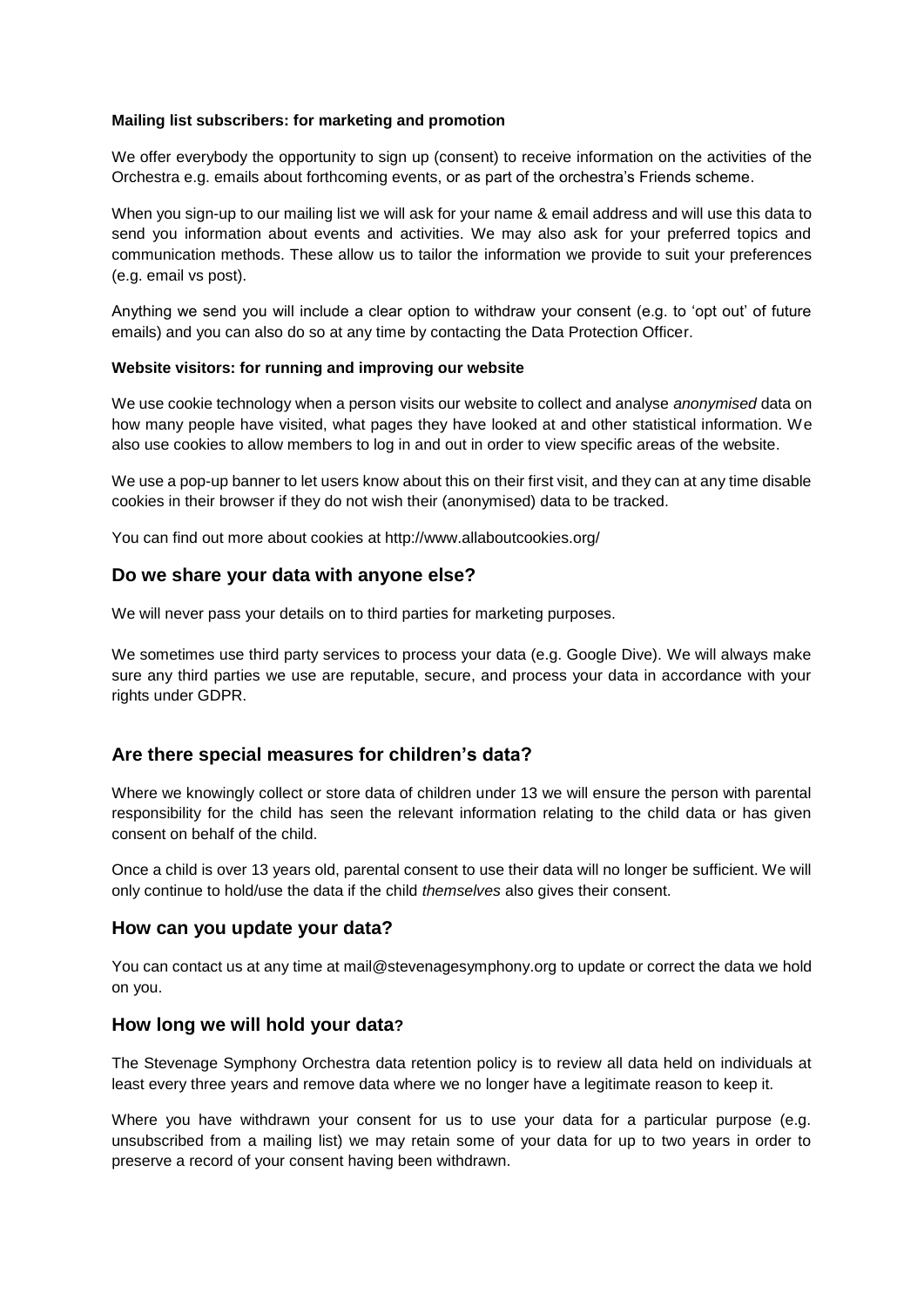**Mailing list subscribers: for marketing and promotion**

We offer everybody the opportunity to sign up (consent) to receive information on the activities of the Orchestra e.g. emails about forthcoming events, or as part of the orchestra's Friends scheme.

When you sign-up to our mailing list we will ask for your name & email address and will use this data to send you information about events and activities. We may also ask for your preferred topics and communication methods. These allow us to tailor the information we provide to suit your preferences (e.g. email vs post).

Anything we send you will include a clear option to withdraw your consent (e.g. to 'opt out' of future emails) and you can also do so at any time by contacting the Data Protection Officer.

**Website visitors: for running and improving our website**

We use cookie technology when a person visits our website to collect and analyse *anonymised* data on how many people have visited, what pages they have looked at and other statistical information. We also use cookies to allow members to log in and out in order to view specific areas of the website.

We use a pop-up banner to let users know about this on their first visit, and they can at any time disable cookies in their browser if they do not wish their (anonymised) data to be tracked.

You can find out more about cookies at http://www.allaboutcookies.org/

## Do we share your data with anyone else?

We will never pass your details on to third parties for marketing purposes.

We sometimes use third party services to process your data (e.g. Google Dive). We will always make sure any third parties we use are reputable, secure, and process your data in accordance with your rights under GDPR.

## Are there special measures for children's data?

Where we knowingly collect or store data of children under 13 we will ensure the person with parental responsibility for the child has seen the relevant information relating to the child data or has given consent on behalf of the child.

Once a child is over 13 years old, parental consent to use their data will no longer be sufficient. We will only continue to hold/use the data if the child *themselves* also gives their consent.

## How can you update your data?

You can contact us at any time at mail@stevenagesymphony.org to update or correct the data we hold on you.

## How long we will hold your data?

The Stevenage Symphony Orchestra data retention policy is to review all data held on individuals at least every three years and remove data where we no longer have a legitimate reason to keep it.

Where you have withdrawn your consent for us to use your data for a particular purpose (e.g. unsubscribed from a mailing list) we may retain some of your data for up to two years in order to preserve a record of your consent having been withdrawn.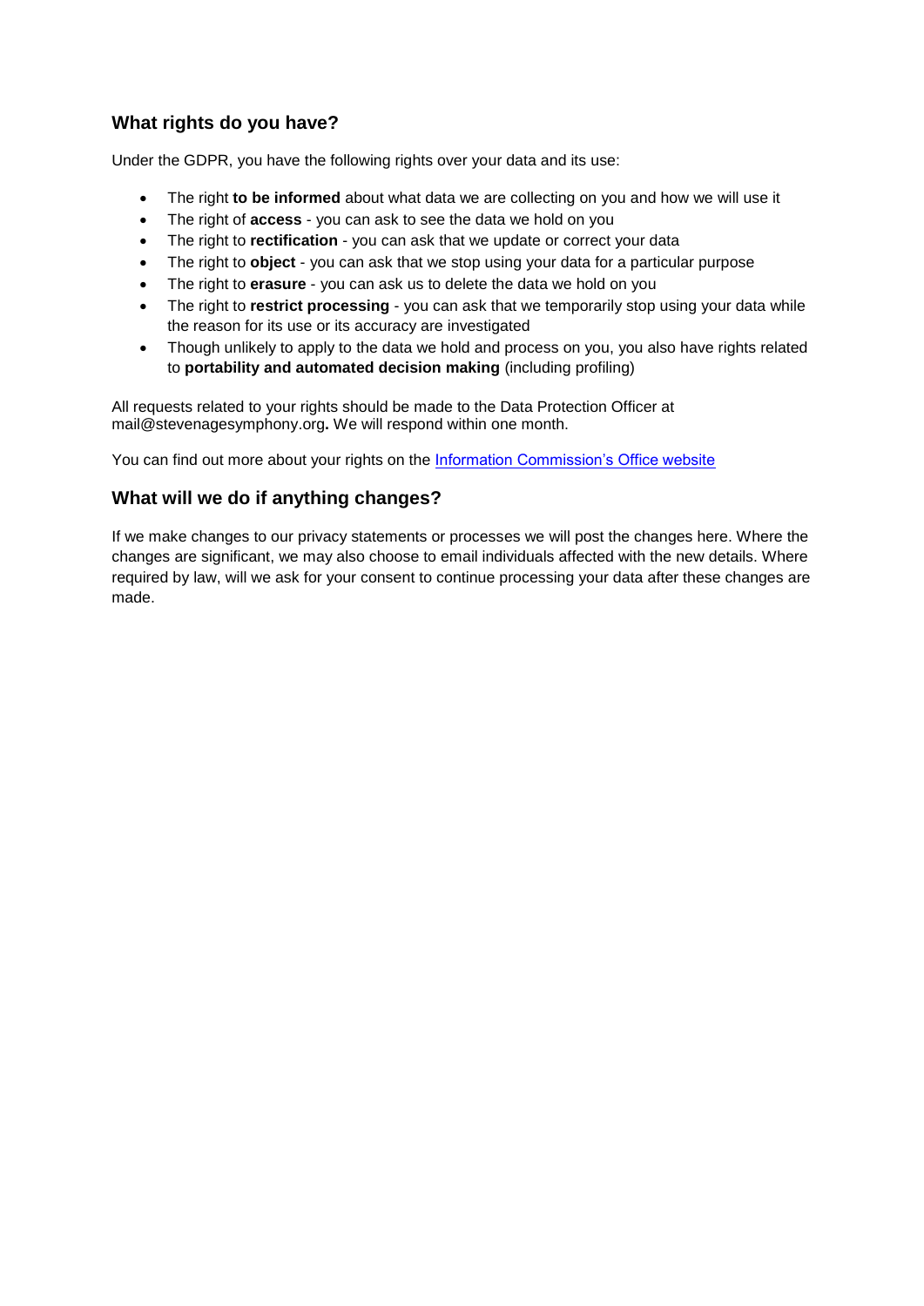## What rights do you have?

Under the GDPR, you have the following rights over your data and its use:

- The right **to be informed** about what data we are collecting on you and how we will use it
- The right of **access** - you can ask to see the data we hold on you
- The right to **rectification** - you can ask that we update or correct your data
- The right to **object** - you can ask that we stop using your data for a particular purpose
- The right to **erasure** - you can ask us to delete the data we hold on you
- The right to **restrict processing** - you can ask that we temporarily stop using your data while the reason for its use or its accuracy are investigated
- Though unlikely to apply to the data we hold and process on you, you also have rights related to **portability and automated decision making** (including profiling)

All requests related to your rights should be made to the Data Protection Officer at mail@stevenagesymphony.org**.** We will respond within one month.

You can find out more about your rights on the [Information Commission's Office website]()

## What will we do if anything changes?

If we make changes to our privacy statements or processes we will post the changes here. Where the changes are significant, we may also choose to email individuals affected with the new details. Where required by law, will we ask for your consent to continue processing your data after these changes are made.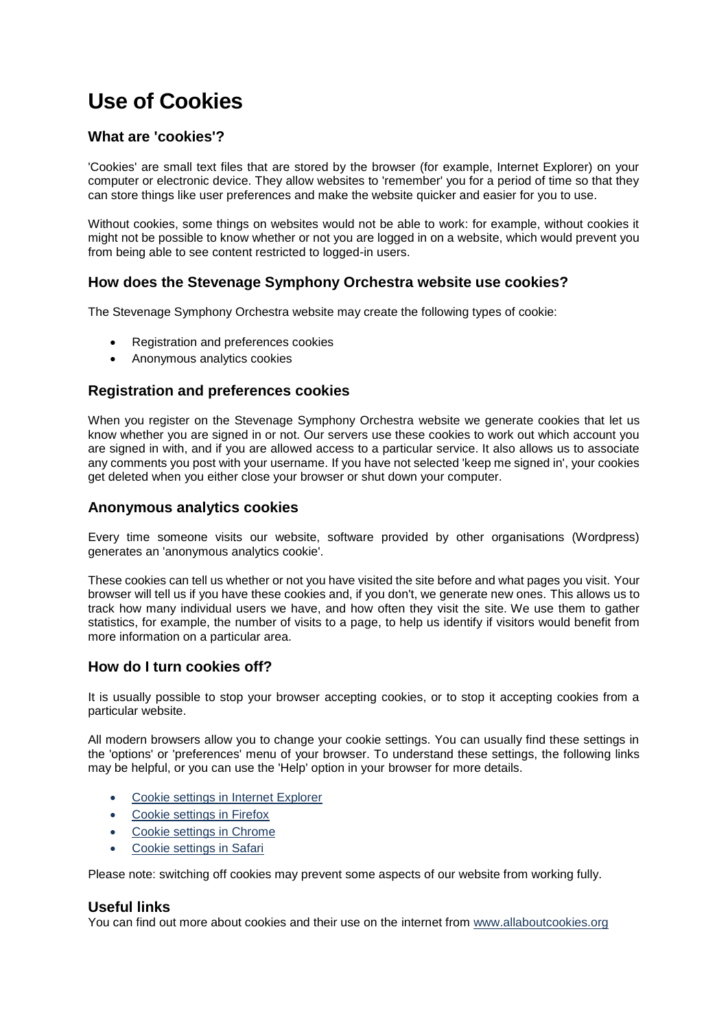# Use of Cookies

## What are 'cookies'?

'Cookies' are small text files that are stored by the browser (for example, Internet Explorer) on your computer or electronic device. They allow websites to 'remember' you for a period of time so that they can store things like user preferences and make the website quicker and easier for you to use.

Without cookies, some things on websites would not be able to work: for example, without cookies it might not be possible to know whether or not you are logged in on a website, which would prevent you from being able to see content restricted to logged-in users.

## How does the Stevenage Symphony Orchestra website use cookies?

The Stevenage Symphony Orchestra website may create the following types of cookie:

- Registration and preferences cookies
- Anonymous analytics cookies

## Registration and preferences cookies

When you register on the Stevenage Symphony Orchestra website we generate cookies that let us know whether you are signed in or not. Our servers use these cookies to work out which account you are signed in with, and if you are allowed access to a particular service. It also allows us to associate any comments you post with your username. If you have not selected 'keep me signed in', your cookies get deleted when you either close your browser or shut down your computer.

## Anonymous analytics cookies

Every time someone visits our website, software provided by other organisations (Wordpress) generates an 'anonymous analytics cookie'.

These cookies can tell us whether or not you have visited the site before and what pages you visit. Your browser will tell us if you have these cookies and, if you don't, we generate new ones. This allows us to track how many individual users we have, and how often they visit the site. We use them to gather statistics, for example, the number of visits to a page, to help us identify if visitors would benefit from more information on a particular area.

## How do I turn cookies off?

It is usually possible to stop your browser accepting cookies, or to stop it accepting cookies from a particular website.

All modern browsers allow you to change your cookie settings. You can usually find these settings in the 'options' or 'preferences' menu of your browser. To understand these settings, the following links may be helpful, or you can use the 'Help' option in your browser for more details.

- Cookie settings in Internet Explorer
- Cookie settings in Firefox
- Cookie settings in Chrome
- Cookie settings in Safari

Please note: switching off cookies may prevent some aspects of our website from working fully.

## Useful links

You can find out more about cookies and their use on the internet from www.allaboutcookies.org